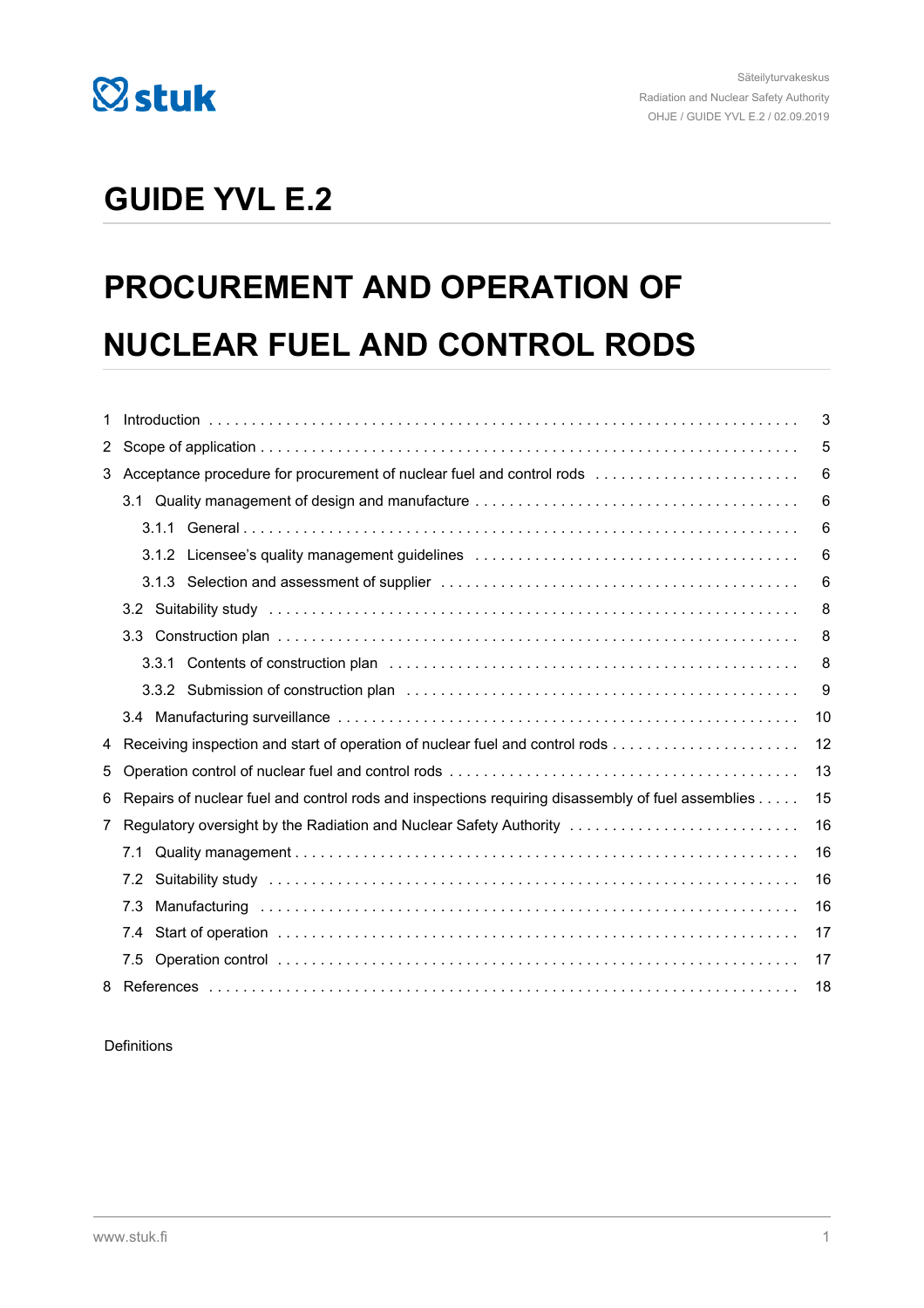# GUIDE YVL E.2

# PROCUREMENT AND OPERATION OF NUCLEAR FUEL AND CONTROL RODS

| | |
|---|---|
| 1 Introduction | 3 |
| 2 Scope of application | 5 |
| 3 Acceptance procedure for procurement of nuclear fuel and control rods | 6 |
| 3.1 Quality management of design and manufacture | 6 |
| 3.1.1 General | 6 |
| 3.1.2 Licensee's quality management guidelines | 6 |
| 3.1.3 Selection and assessment of supplier | 6 |
| 3.2 Suitability study | 8 |
| 3.3 Construction plan | 8 |
| 3.3.1 Contents of construction plan | 8 |
| 3.3.2 Submission of construction plan | 9 |
| 3.4 Manufacturing surveillance | 10 |
| 4 Receiving inspection and start of operation of nuclear fuel and control rods | 12 |
| 5 Operation control of nuclear fuel and control rods | 13 |
| 6 Repairs of nuclear fuel and control rods and inspections requiring disassembly of fuel assemblies | 15 |
| 7 Regulatory oversight by the Radiation and Nuclear Safety Authority | 16 |
| 7.1 Quality management | 16 |
| 7.2 Suitability study | 16 |
| 7.3 Manufacturing | 16 |
| 7.4 Start of operation | 17 |
| 7.5 Operation control | 17 |
| 8 References | 18 |

Definitions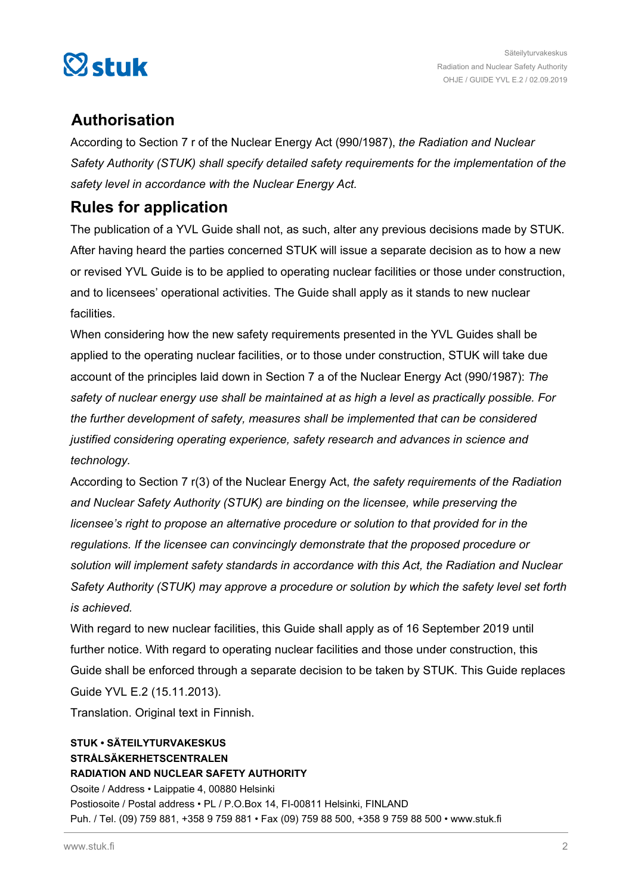## Authorisation

According to Section 7 r of the Nuclear Energy Act (990/1987), *the Radiation and Nuclear Safety Authority (STUK) shall specify detailed safety requirements for the implementation of the safety level in accordance with the Nuclear Energy Act.*

## Rules for application

The publication of a YVL Guide shall not, as such, alter any previous decisions made by STUK. After having heard the parties concerned STUK will issue a separate decision as to how a new or revised YVL Guide is to be applied to operating nuclear facilities or those under construction, and to licensees' operational activities. The Guide shall apply as it stands to new nuclear facilities.

When considering how the new safety requirements presented in the YVL Guides shall be applied to the operating nuclear facilities, or to those under construction, STUK will take due account of the principles laid down in Section 7 a of the Nuclear Energy Act (990/1987): *The safety of nuclear energy use shall be maintained at as high a level as practically possible. For the further development of safety, measures shall be implemented that can be considered justified considering operating experience, safety research and advances in science and technology.*

According to Section 7 r(3) of the Nuclear Energy Act, *the safety requirements of the Radiation and Nuclear Safety Authority (STUK) are binding on the licensee, while preserving the licensee's right to propose an alternative procedure or solution to that provided for in the regulations. If the licensee can convincingly demonstrate that the proposed procedure or solution will implement safety standards in accordance with this Act, the Radiation and Nuclear Safety Authority (STUK) may approve a procedure or solution by which the safety level set forth is achieved.*

With regard to new nuclear facilities, this Guide shall apply as of 16 September 2019 until further notice. With regard to operating nuclear facilities and those under construction, this Guide shall be enforced through a separate decision to be taken by STUK. This Guide replaces Guide YVL E.2 (15.11.2013).

Translation. Original text in Finnish.

**STUK • SÄTEILYTURVAKESKUS**
**STRÅLSÄKERHETSCENTRALEN**
**RADIATION AND NUCLEAR SAFETY AUTHORITY**
Osoite / Address • Laippatie 4, 00880 Helsinki
Postiosoite / Postal address • PL / P.O.Box 14, FI-00811 Helsinki, FINLAND
Puh. / Tel. (09) 759 881, +358 9 759 881 • Fax (09) 759 88 500, +358 9 759 88 500 • www.stuk.fi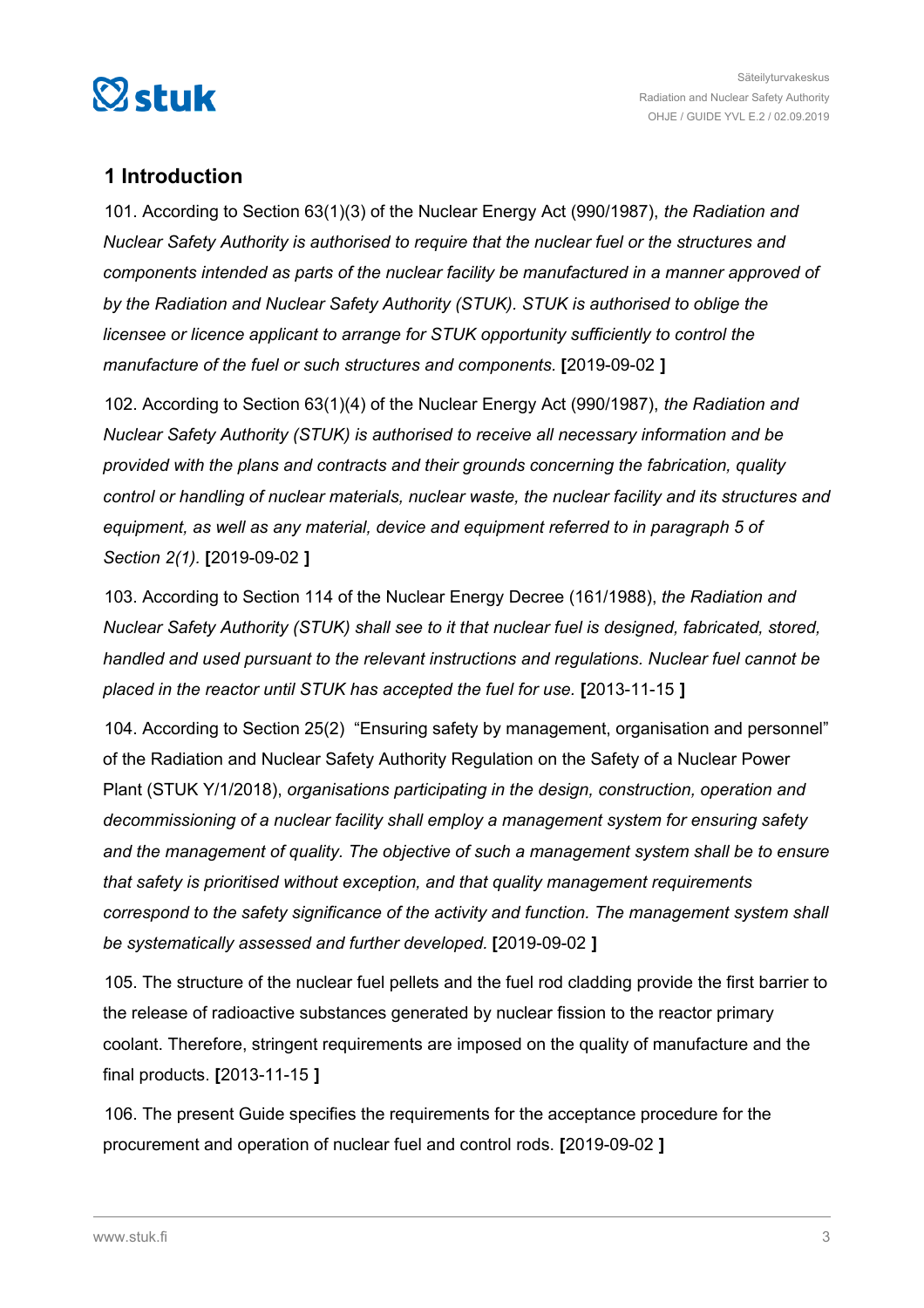## 1 Introduction

101. According to Section 63(1)(3) of the Nuclear Energy Act (990/1987), *the Radiation and Nuclear Safety Authority is authorised to require that the nuclear fuel or the structures and components intended as parts of the nuclear facility be manufactured in a manner approved of by the Radiation and Nuclear Safety Authority (STUK). STUK is authorised to oblige the licensee or licence applicant to arrange for STUK opportunity sufficiently to control the manufacture of the fuel or such structures and components.* **[**2019-09-02 **]**

102. According to Section 63(1)(4) of the Nuclear Energy Act (990/1987), *the Radiation and Nuclear Safety Authority (STUK) is authorised to receive all necessary information and be provided with the plans and contracts and their grounds concerning the fabrication, quality control or handling of nuclear materials, nuclear waste, the nuclear facility and its structures and equipment, as well as any material, device and equipment referred to in paragraph 5 of Section 2(1).* **[**2019-09-02 **]**

103. According to Section 114 of the Nuclear Energy Decree (161/1988), *the Radiation and Nuclear Safety Authority (STUK) shall see to it that nuclear fuel is designed, fabricated, stored, handled and used pursuant to the relevant instructions and regulations. Nuclear fuel cannot be placed in the reactor until STUK has accepted the fuel for use.* **[**2013-11-15 **]**

104. According to Section 25(2) "Ensuring safety by management, organisation and personnel" of the Radiation and Nuclear Safety Authority Regulation on the Safety of a Nuclear Power Plant (STUK Y/1/2018), *organisations participating in the design, construction, operation and decommissioning of a nuclear facility shall employ a management system for ensuring safety and the management of quality. The objective of such a management system shall be to ensure that safety is prioritised without exception, and that quality management requirements correspond to the safety significance of the activity and function. The management system shall be systematically assessed and further developed.* **[**2019-09-02 **]**

105. The structure of the nuclear fuel pellets and the fuel rod cladding provide the first barrier to the release of radioactive substances generated by nuclear fission to the reactor primary coolant. Therefore, stringent requirements are imposed on the quality of manufacture and the final products. **[**2013-11-15 **]**

106. The present Guide specifies the requirements for the acceptance procedure for the procurement and operation of nuclear fuel and control rods. **[**2019-09-02 **]**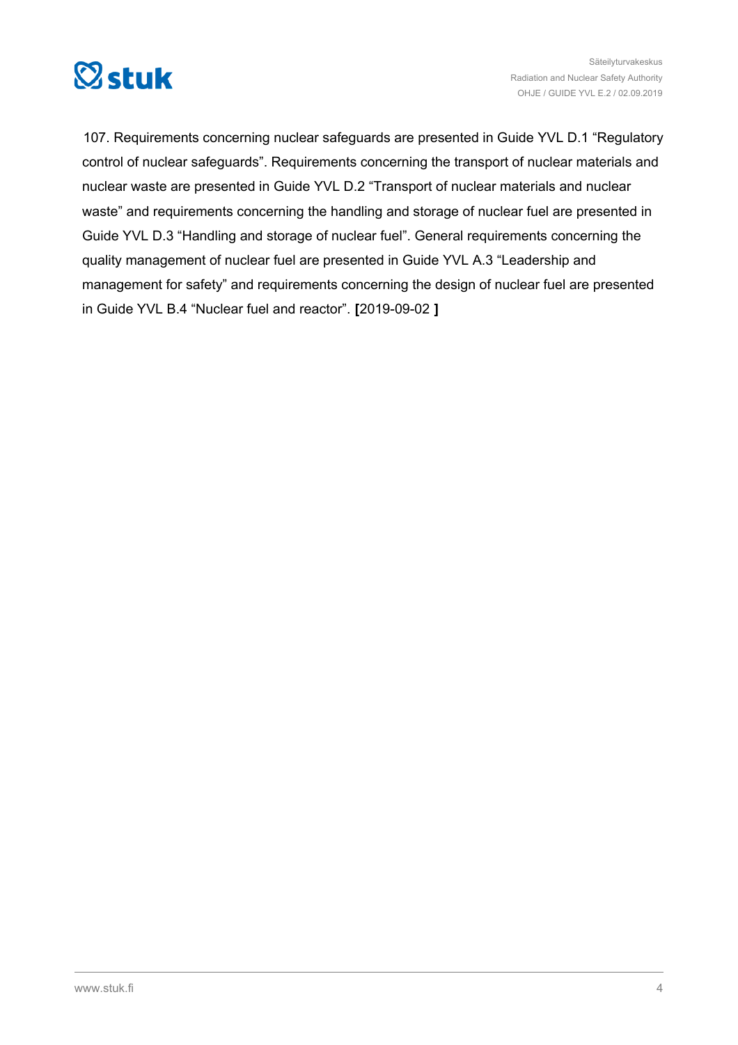107. Requirements concerning nuclear safeguards are presented in Guide YVL D.1 "Regulatory control of nuclear safeguards". Requirements concerning the transport of nuclear materials and nuclear waste are presented in Guide YVL D.2 "Transport of nuclear materials and nuclear waste" and requirements concerning the handling and storage of nuclear fuel are presented in Guide YVL D.3 "Handling and storage of nuclear fuel". General requirements concerning the quality management of nuclear fuel are presented in Guide YVL A.3 "Leadership and management for safety" and requirements concerning the design of nuclear fuel are presented in Guide YVL B.4 "Nuclear fuel and reactor". **[**2019-09-02 **]**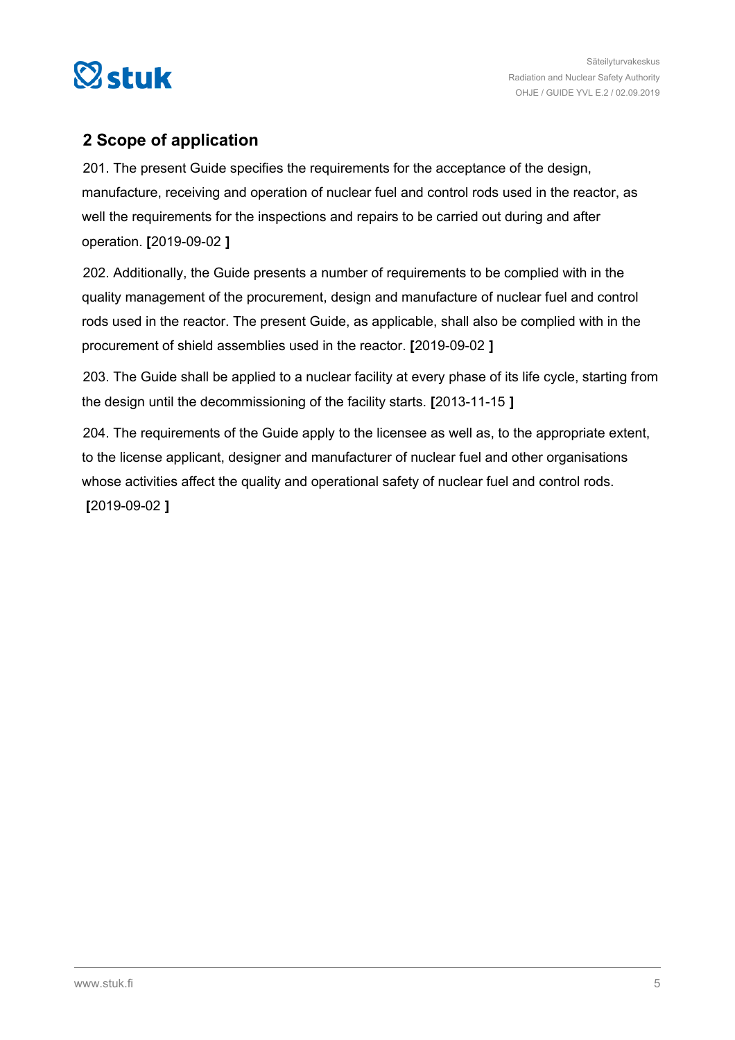## 2 Scope of application

201. The present Guide specifies the requirements for the acceptance of the design, manufacture, receiving and operation of nuclear fuel and control rods used in the reactor, as well the requirements for the inspections and repairs to be carried out during and after operation. **[**2019-09-02 **]**

202. Additionally, the Guide presents a number of requirements to be complied with in the quality management of the procurement, design and manufacture of nuclear fuel and control rods used in the reactor. The present Guide, as applicable, shall also be complied with in the procurement of shield assemblies used in the reactor. **[**2019-09-02 **]**

203. The Guide shall be applied to a nuclear facility at every phase of its life cycle, starting from the design until the decommissioning of the facility starts. **[**2013-11-15 **]**

204. The requirements of the Guide apply to the licensee as well as, to the appropriate extent, to the license applicant, designer and manufacturer of nuclear fuel and other organisations whose activities affect the quality and operational safety of nuclear fuel and control rods. **[**2019-09-02 **]**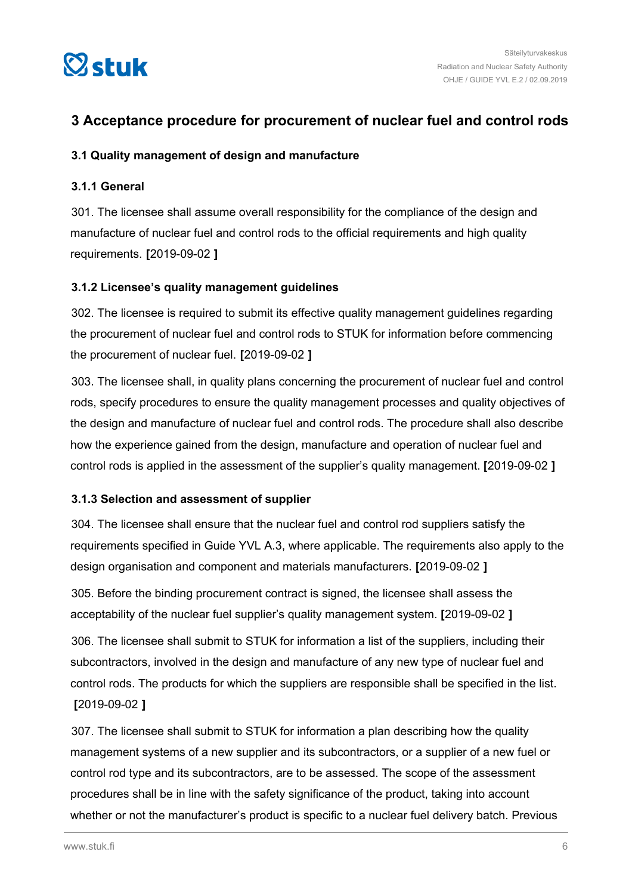## 3 Acceptance procedure for procurement of nuclear fuel and control rods

### 3.1 Quality management of design and manufacture

#### 3.1.1 General

301. The licensee shall assume overall responsibility for the compliance of the design and manufacture of nuclear fuel and control rods to the official requirements and high quality requirements. **[**2019-09-02 **]**

#### 3.1.2 Licensee's quality management guidelines

302. The licensee is required to submit its effective quality management guidelines regarding the procurement of nuclear fuel and control rods to STUK for information before commencing the procurement of nuclear fuel. **[**2019-09-02 **]**

303. The licensee shall, in quality plans concerning the procurement of nuclear fuel and control rods, specify procedures to ensure the quality management processes and quality objectives of the design and manufacture of nuclear fuel and control rods. The procedure shall also describe how the experience gained from the design, manufacture and operation of nuclear fuel and control rods is applied in the assessment of the supplier's quality management. **[**2019-09-02 **]**

#### 3.1.3 Selection and assessment of supplier

304. The licensee shall ensure that the nuclear fuel and control rod suppliers satisfy the requirements specified in Guide YVL A.3, where applicable. The requirements also apply to the design organisation and component and materials manufacturers. **[**2019-09-02 **]**

305. Before the binding procurement contract is signed, the licensee shall assess the acceptability of the nuclear fuel supplier's quality management system. **[**2019-09-02 **]**

306. The licensee shall submit to STUK for information a list of the suppliers, including their subcontractors, involved in the design and manufacture of any new type of nuclear fuel and control rods. The products for which the suppliers are responsible shall be specified in the list. **[**2019-09-02 **]**

307. The licensee shall submit to STUK for information a plan describing how the quality management systems of a new supplier and its subcontractors, or a supplier of a new fuel or control rod type and its subcontractors, are to be assessed. The scope of the assessment procedures shall be in line with the safety significance of the product, taking into account whether or not the manufacturer's product is specific to a nuclear fuel delivery batch. Previous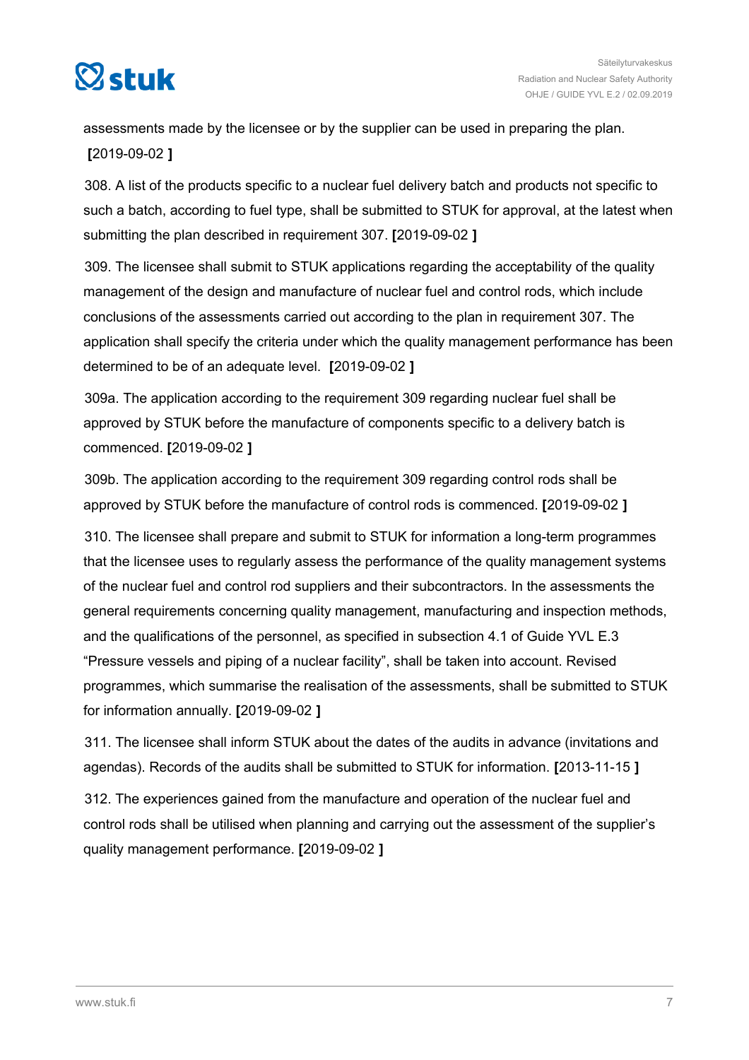assessments made by the licensee or by the supplier can be used in preparing the plan. **[**2019-09-02 **]**

308. A list of the products specific to a nuclear fuel delivery batch and products not specific to such a batch, according to fuel type, shall be submitted to STUK for approval, at the latest when submitting the plan described in requirement 307. **[**2019-09-02 **]**

309. The licensee shall submit to STUK applications regarding the acceptability of the quality management of the design and manufacture of nuclear fuel and control rods, which include conclusions of the assessments carried out according to the plan in requirement 307. The application shall specify the criteria under which the quality management performance has been determined to be of an adequate level. **[**2019-09-02 **]**

309a. The application according to the requirement 309 regarding nuclear fuel shall be approved by STUK before the manufacture of components specific to a delivery batch is commenced. **[**2019-09-02 **]**

309b. The application according to the requirement 309 regarding control rods shall be approved by STUK before the manufacture of control rods is commenced. **[**2019-09-02 **]**

310. The licensee shall prepare and submit to STUK for information a long-term programmes that the licensee uses to regularly assess the performance of the quality management systems of the nuclear fuel and control rod suppliers and their subcontractors. In the assessments the general requirements concerning quality management, manufacturing and inspection methods, and the qualifications of the personnel, as specified in subsection 4.1 of Guide YVL E.3 "Pressure vessels and piping of a nuclear facility", shall be taken into account. Revised programmes, which summarise the realisation of the assessments, shall be submitted to STUK for information annually. **[**2019-09-02 **]**

311. The licensee shall inform STUK about the dates of the audits in advance (invitations and agendas). Records of the audits shall be submitted to STUK for information. **[**2013-11-15 **]**

312. The experiences gained from the manufacture and operation of the nuclear fuel and control rods shall be utilised when planning and carrying out the assessment of the supplier's quality management performance. **[**2019-09-02 **]**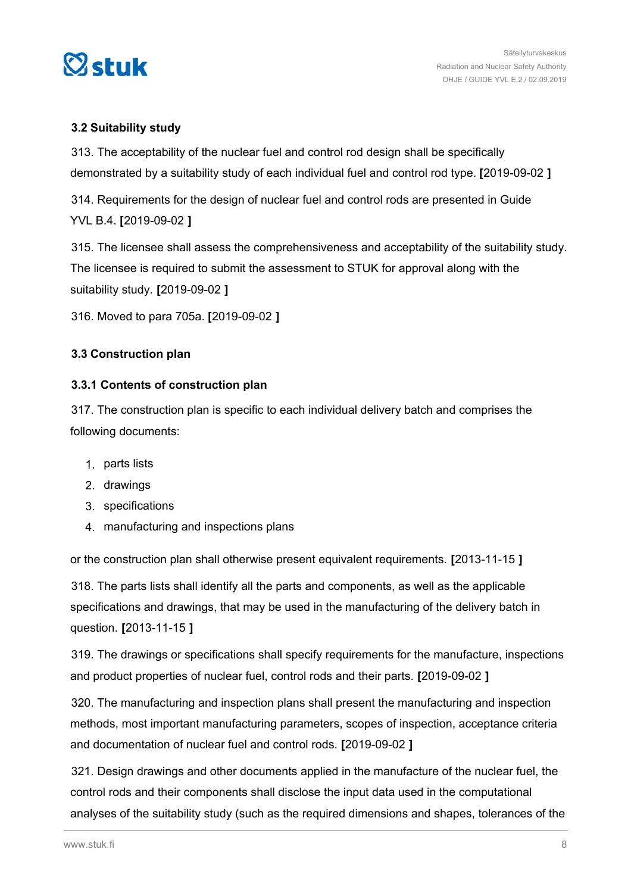### 3.2 Suitability study

313. The acceptability of the nuclear fuel and control rod design shall be specifically demonstrated by a suitability study of each individual fuel and control rod type. **[**2019-09-02 **]**

314. Requirements for the design of nuclear fuel and control rods are presented in Guide YVL B.4. **[**2019-09-02 **]**

315. The licensee shall assess the comprehensiveness and acceptability of the suitability study. The licensee is required to submit the assessment to STUK for approval along with the suitability study. **[**2019-09-02 **]**

316. Moved to para 705a. **[**2019-09-02 **]**

### 3.3 Construction plan

#### 3.3.1 Contents of construction plan

317. The construction plan is specific to each individual delivery batch and comprises the following documents:

1. parts lists
2. drawings
3. specifications
4. manufacturing and inspections plans

or the construction plan shall otherwise present equivalent requirements. **[**2013-11-15 **]**

318. The parts lists shall identify all the parts and components, as well as the applicable specifications and drawings, that may be used in the manufacturing of the delivery batch in question. **[**2013-11-15 **]**

319. The drawings or specifications shall specify requirements for the manufacture, inspections and product properties of nuclear fuel, control rods and their parts. **[**2019-09-02 **]**

320. The manufacturing and inspection plans shall present the manufacturing and inspection methods, most important manufacturing parameters, scopes of inspection, acceptance criteria and documentation of nuclear fuel and control rods. **[**2019-09-02 **]**

321. Design drawings and other documents applied in the manufacture of the nuclear fuel, the control rods and their components shall disclose the input data used in the computational analyses of the suitability study (such as the required dimensions and shapes, tolerances of the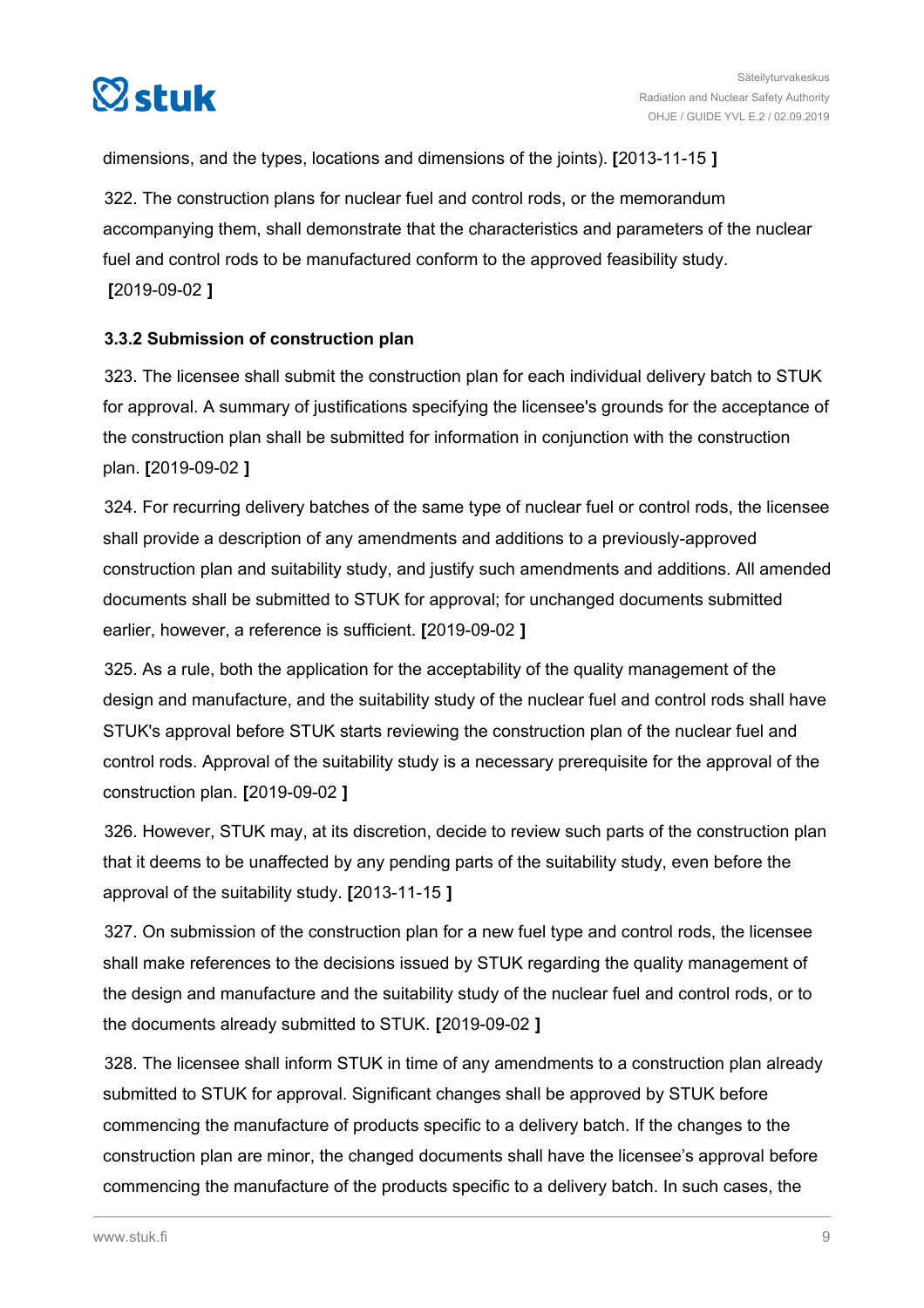dimensions, and the types, locations and dimensions of the joints). **[**2013-11-15 **]**

322. The construction plans for nuclear fuel and control rods, or the memorandum accompanying them, shall demonstrate that the characteristics and parameters of the nuclear fuel and control rods to be manufactured conform to the approved feasibility study. **[**2019-09-02 **]**

### 3.3.2 Submission of construction plan

323. The licensee shall submit the construction plan for each individual delivery batch to STUK for approval. A summary of justifications specifying the licensee's grounds for the acceptance of the construction plan shall be submitted for information in conjunction with the construction plan. **[**2019-09-02 **]**

324. For recurring delivery batches of the same type of nuclear fuel or control rods, the licensee shall provide a description of any amendments and additions to a previously-approved construction plan and suitability study, and justify such amendments and additions. All amended documents shall be submitted to STUK for approval; for unchanged documents submitted earlier, however, a reference is sufficient. **[**2019-09-02 **]**

325. As a rule, both the application for the acceptability of the quality management of the design and manufacture, and the suitability study of the nuclear fuel and control rods shall have STUK's approval before STUK starts reviewing the construction plan of the nuclear fuel and control rods. Approval of the suitability study is a necessary prerequisite for the approval of the construction plan. **[**2019-09-02 **]**

326. However, STUK may, at its discretion, decide to review such parts of the construction plan that it deems to be unaffected by any pending parts of the suitability study, even before the approval of the suitability study. **[**2013-11-15 **]**

327. On submission of the construction plan for a new fuel type and control rods, the licensee shall make references to the decisions issued by STUK regarding the quality management of the design and manufacture and the suitability study of the nuclear fuel and control rods, or to the documents already submitted to STUK. **[**2019-09-02 **]**

328. The licensee shall inform STUK in time of any amendments to a construction plan already submitted to STUK for approval. Significant changes shall be approved by STUK before commencing the manufacture of products specific to a delivery batch. If the changes to the construction plan are minor, the changed documents shall have the licensee's approval before commencing the manufacture of the products specific to a delivery batch. In such cases, the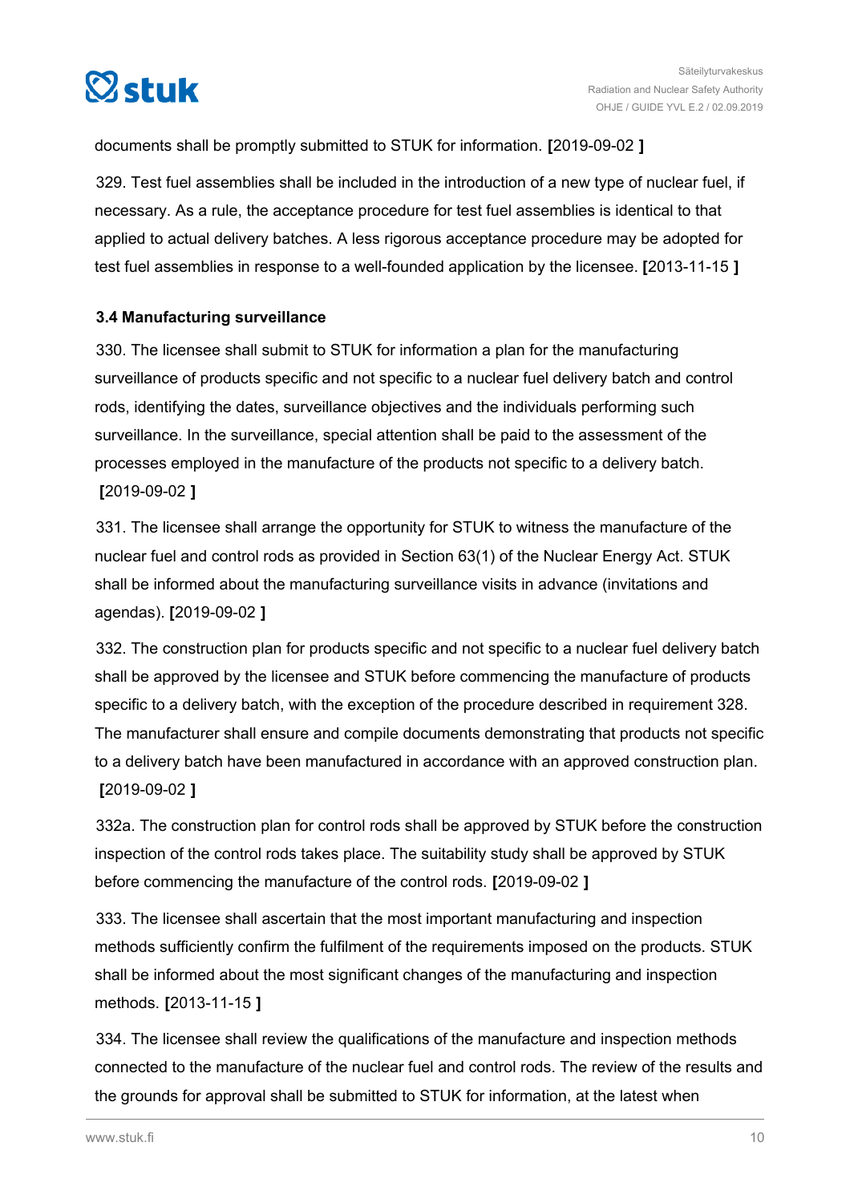documents shall be promptly submitted to STUK for information. [2019-09-02 ]

329. Test fuel assemblies shall be included in the introduction of a new type of nuclear fuel, if necessary. As a rule, the acceptance procedure for test fuel assemblies is identical to that applied to actual delivery batches. A less rigorous acceptance procedure may be adopted for test fuel assemblies in response to a well-founded application by the licensee. [2013-11-15 ]

### 3.4 Manufacturing surveillance

330. The licensee shall submit to STUK for information a plan for the manufacturing surveillance of products specific and not specific to a nuclear fuel delivery batch and control rods, identifying the dates, surveillance objectives and the individuals performing such surveillance. In the surveillance, special attention shall be paid to the assessment of the processes employed in the manufacture of the products not specific to a delivery batch. [2019-09-02 ]

331. The licensee shall arrange the opportunity for STUK to witness the manufacture of the nuclear fuel and control rods as provided in Section 63(1) of the Nuclear Energy Act. STUK shall be informed about the manufacturing surveillance visits in advance (invitations and agendas). [2019-09-02 ]

332. The construction plan for products specific and not specific to a nuclear fuel delivery batch shall be approved by the licensee and STUK before commencing the manufacture of products specific to a delivery batch, with the exception of the procedure described in requirement 328. The manufacturer shall ensure and compile documents demonstrating that products not specific to a delivery batch have been manufactured in accordance with an approved construction plan. [2019-09-02 ]

332a. The construction plan for control rods shall be approved by STUK before the construction inspection of the control rods takes place. The suitability study shall be approved by STUK before commencing the manufacture of the control rods. [2019-09-02 ]

333. The licensee shall ascertain that the most important manufacturing and inspection methods sufficiently confirm the fulfilment of the requirements imposed on the products. STUK shall be informed about the most significant changes of the manufacturing and inspection methods. [2013-11-15 ]

334. The licensee shall review the qualifications of the manufacture and inspection methods connected to the manufacture of the nuclear fuel and control rods. The review of the results and the grounds for approval shall be submitted to STUK for information, at the latest when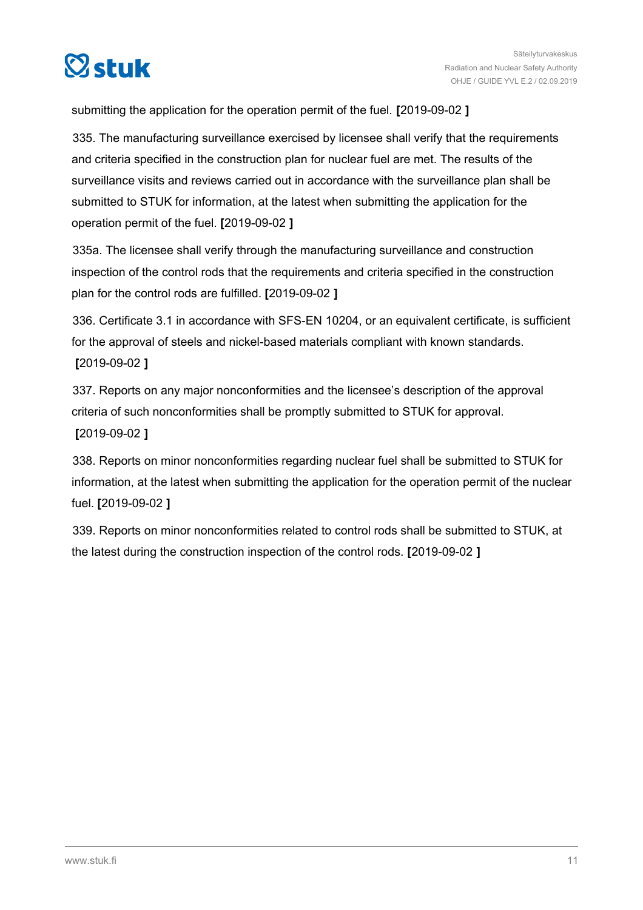submitting the application for the operation permit of the fuel. **[**2019-09-02 **]**

335. The manufacturing surveillance exercised by licensee shall verify that the requirements and criteria specified in the construction plan for nuclear fuel are met. The results of the surveillance visits and reviews carried out in accordance with the surveillance plan shall be submitted to STUK for information, at the latest when submitting the application for the operation permit of the fuel. **[**2019-09-02 **]**

335a. The licensee shall verify through the manufacturing surveillance and construction inspection of the control rods that the requirements and criteria specified in the construction plan for the control rods are fulfilled. **[**2019-09-02 **]**

336. Certificate 3.1 in accordance with SFS-EN 10204, or an equivalent certificate, is sufficient for the approval of steels and nickel-based materials compliant with known standards. **[**2019-09-02 **]**

337. Reports on any major nonconformities and the licensee's description of the approval criteria of such nonconformities shall be promptly submitted to STUK for approval. **[**2019-09-02 **]**

338. Reports on minor nonconformities regarding nuclear fuel shall be submitted to STUK for information, at the latest when submitting the application for the operation permit of the nuclear fuel. **[**2019-09-02 **]**

339. Reports on minor nonconformities related to control rods shall be submitted to STUK, at the latest during the construction inspection of the control rods. **[**2019-09-02 **]**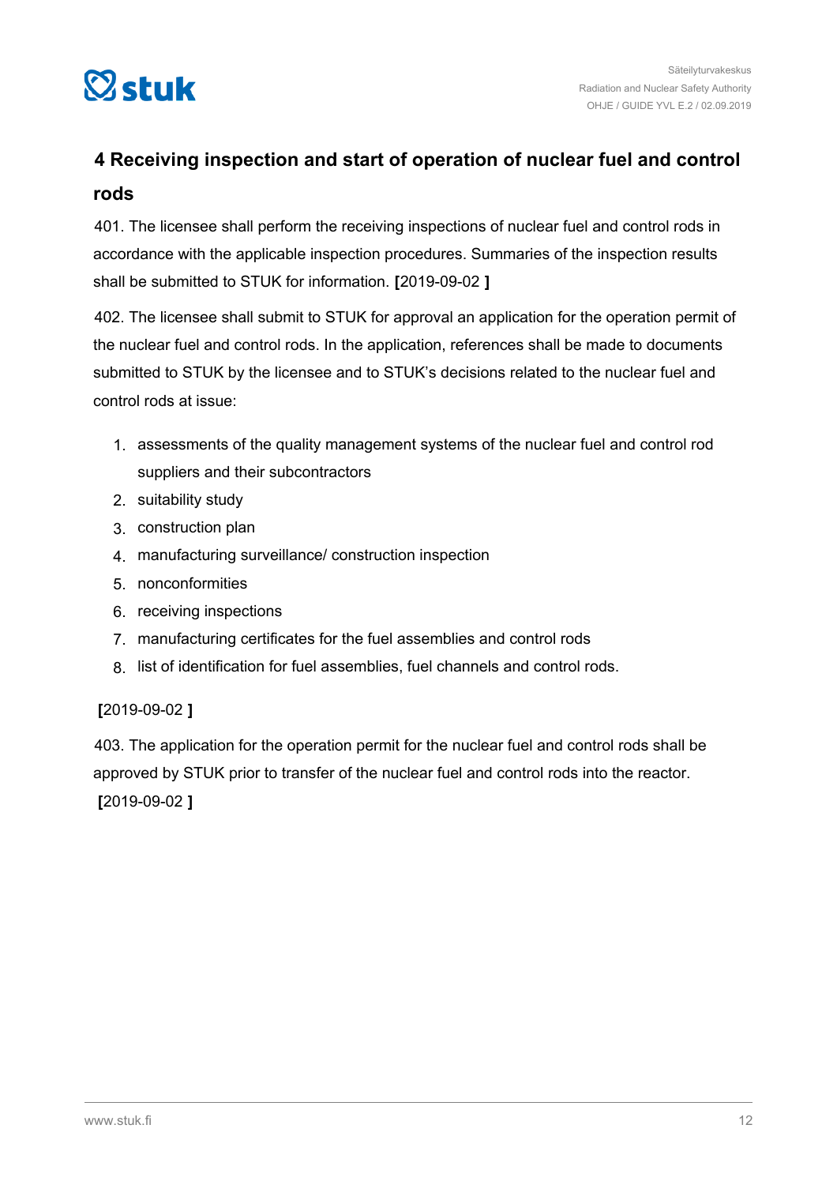# 4 Receiving inspection and start of operation of nuclear fuel and control rods

401. The licensee shall perform the receiving inspections of nuclear fuel and control rods in accordance with the applicable inspection procedures. Summaries of the inspection results shall be submitted to STUK for information. **[**2019-09-02 **]**

402. The licensee shall submit to STUK for approval an application for the operation permit of the nuclear fuel and control rods. In the application, references shall be made to documents submitted to STUK by the licensee and to STUK's decisions related to the nuclear fuel and control rods at issue:

1. assessments of the quality management systems of the nuclear fuel and control rod suppliers and their subcontractors
2. suitability study
3. construction plan
4. manufacturing surveillance/ construction inspection
5. nonconformities
6. receiving inspections
7. manufacturing certificates for the fuel assemblies and control rods
8. list of identification for fuel assemblies, fuel channels and control rods.

**[**2019-09-02 **]**

403. The application for the operation permit for the nuclear fuel and control rods shall be approved by STUK prior to transfer of the nuclear fuel and control rods into the reactor. **[**2019-09-02 **]**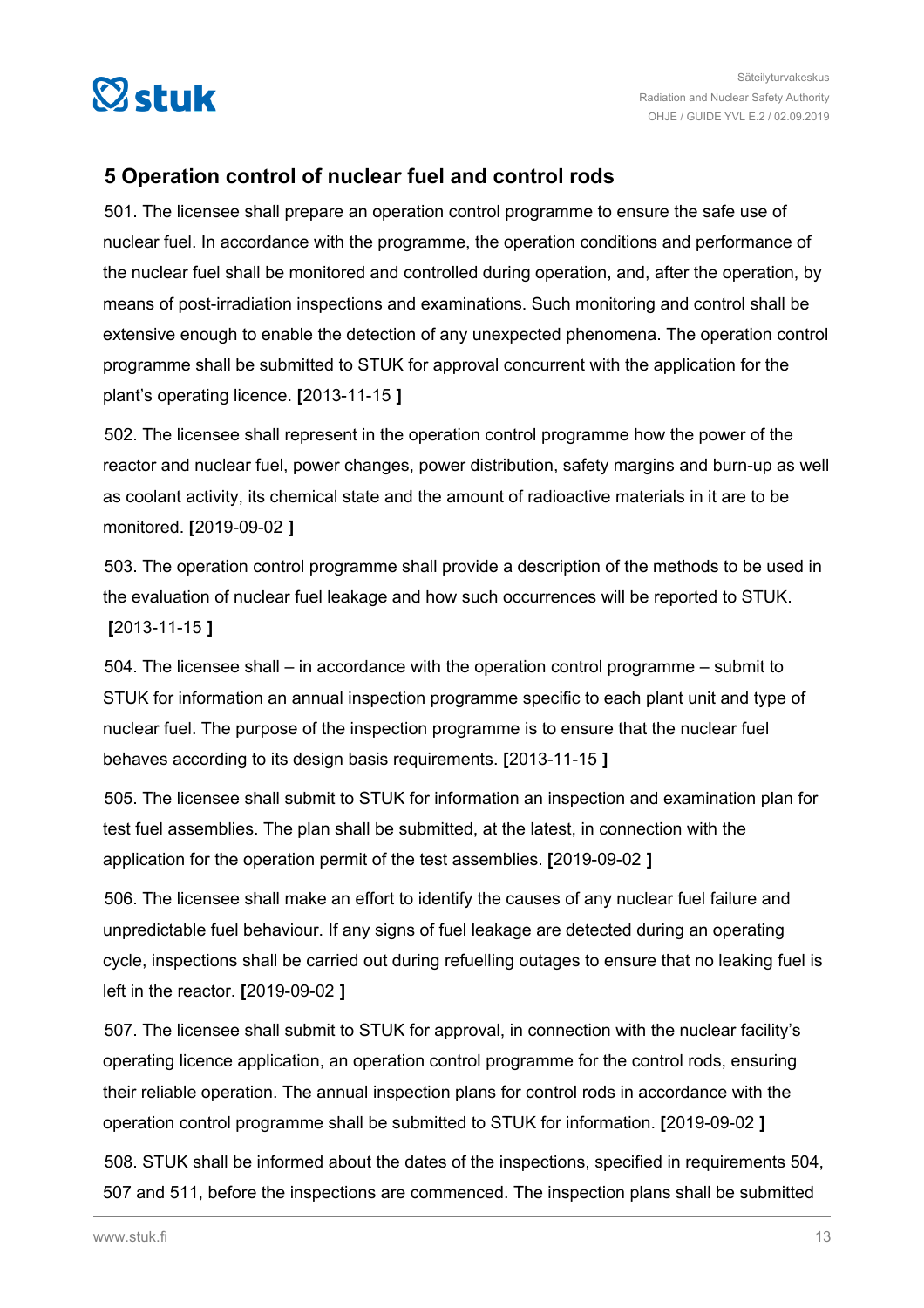## 5 Operation control of nuclear fuel and control rods

501. The licensee shall prepare an operation control programme to ensure the safe use of nuclear fuel. In accordance with the programme, the operation conditions and performance of the nuclear fuel shall be monitored and controlled during operation, and, after the operation, by means of post-irradiation inspections and examinations. Such monitoring and control shall be extensive enough to enable the detection of any unexpected phenomena. The operation control programme shall be submitted to STUK for approval concurrent with the application for the plant's operating licence. **[**2013-11-15 **]**

502. The licensee shall represent in the operation control programme how the power of the reactor and nuclear fuel, power changes, power distribution, safety margins and burn-up as well as coolant activity, its chemical state and the amount of radioactive materials in it are to be monitored. **[**2019-09-02 **]**

503. The operation control programme shall provide a description of the methods to be used in the evaluation of nuclear fuel leakage and how such occurrences will be reported to STUK. **[**2013-11-15 **]**

504. The licensee shall – in accordance with the operation control programme – submit to STUK for information an annual inspection programme specific to each plant unit and type of nuclear fuel. The purpose of the inspection programme is to ensure that the nuclear fuel behaves according to its design basis requirements. **[**2013-11-15 **]**

505. The licensee shall submit to STUK for information an inspection and examination plan for test fuel assemblies. The plan shall be submitted, at the latest, in connection with the application for the operation permit of the test assemblies. **[**2019-09-02 **]**

506. The licensee shall make an effort to identify the causes of any nuclear fuel failure and unpredictable fuel behaviour. If any signs of fuel leakage are detected during an operating cycle, inspections shall be carried out during refuelling outages to ensure that no leaking fuel is left in the reactor. **[**2019-09-02 **]**

507. The licensee shall submit to STUK for approval, in connection with the nuclear facility's operating licence application, an operation control programme for the control rods, ensuring their reliable operation. The annual inspection plans for control rods in accordance with the operation control programme shall be submitted to STUK for information. **[**2019-09-02 **]**

508. STUK shall be informed about the dates of the inspections, specified in requirements 504, 507 and 511, before the inspections are commenced. The inspection plans shall be submitted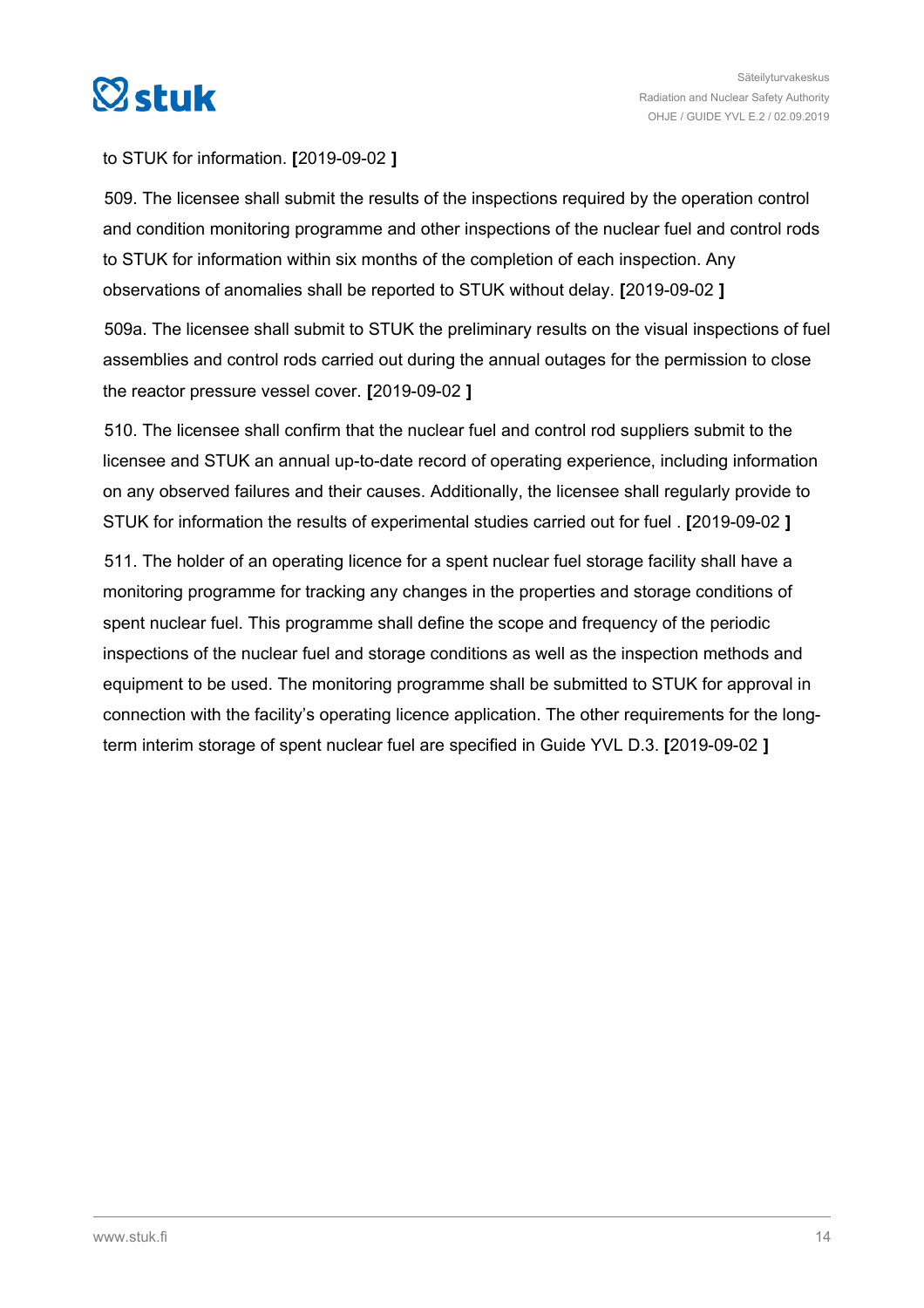to STUK for information. **[**2019-09-02 **]**

509. The licensee shall submit the results of the inspections required by the operation control and condition monitoring programme and other inspections of the nuclear fuel and control rods to STUK for information within six months of the completion of each inspection. Any observations of anomalies shall be reported to STUK without delay. **[**2019-09-02 **]**

509a. The licensee shall submit to STUK the preliminary results on the visual inspections of fuel assemblies and control rods carried out during the annual outages for the permission to close the reactor pressure vessel cover. **[**2019-09-02 **]**

510. The licensee shall confirm that the nuclear fuel and control rod suppliers submit to the licensee and STUK an annual up-to-date record of operating experience, including information on any observed failures and their causes. Additionally, the licensee shall regularly provide to STUK for information the results of experimental studies carried out for fuel . **[**2019-09-02 **]**

511. The holder of an operating licence for a spent nuclear fuel storage facility shall have a monitoring programme for tracking any changes in the properties and storage conditions of spent nuclear fuel. This programme shall define the scope and frequency of the periodic inspections of the nuclear fuel and storage conditions as well as the inspection methods and equipment to be used. The monitoring programme shall be submitted to STUK for approval in connection with the facility's operating licence application. The other requirements for the long-term interim storage of spent nuclear fuel are specified in Guide YVL D.3. **[**2019-09-02 **]**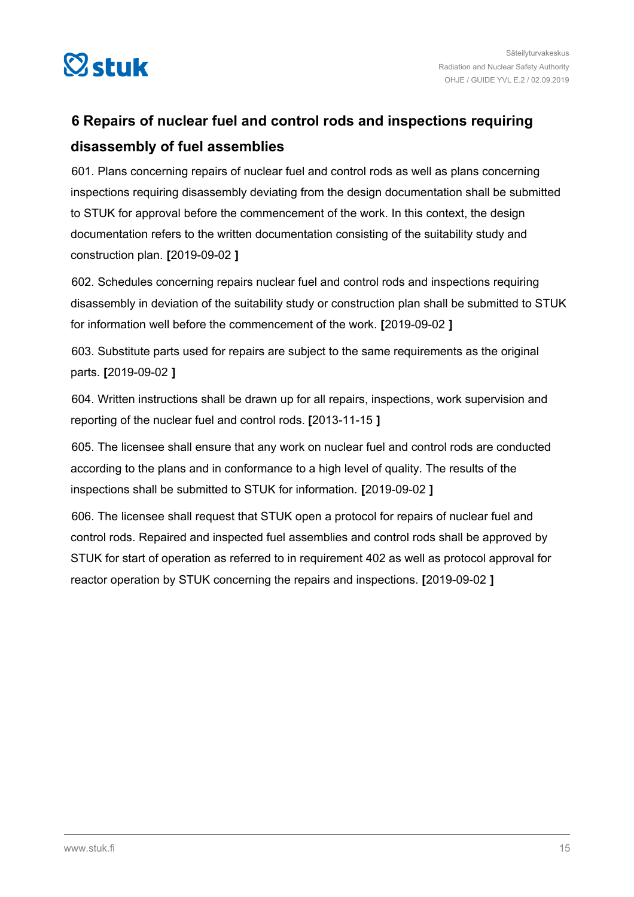## 6 Repairs of nuclear fuel and control rods and inspections requiring disassembly of fuel assemblies

601. Plans concerning repairs of nuclear fuel and control rods as well as plans concerning inspections requiring disassembly deviating from the design documentation shall be submitted to STUK for approval before the commencement of the work. In this context, the design documentation refers to the written documentation consisting of the suitability study and construction plan. **[**2019-09-02 **]**

602. Schedules concerning repairs nuclear fuel and control rods and inspections requiring disassembly in deviation of the suitability study or construction plan shall be submitted to STUK for information well before the commencement of the work. **[**2019-09-02 **]**

603. Substitute parts used for repairs are subject to the same requirements as the original parts. **[**2019-09-02 **]**

604. Written instructions shall be drawn up for all repairs, inspections, work supervision and reporting of the nuclear fuel and control rods. **[**2013-11-15 **]**

605. The licensee shall ensure that any work on nuclear fuel and control rods are conducted according to the plans and in conformance to a high level of quality. The results of the inspections shall be submitted to STUK for information. **[**2019-09-02 **]**

606. The licensee shall request that STUK open a protocol for repairs of nuclear fuel and control rods. Repaired and inspected fuel assemblies and control rods shall be approved by STUK for start of operation as referred to in requirement 402 as well as protocol approval for reactor operation by STUK concerning the repairs and inspections. **[**2019-09-02 **]**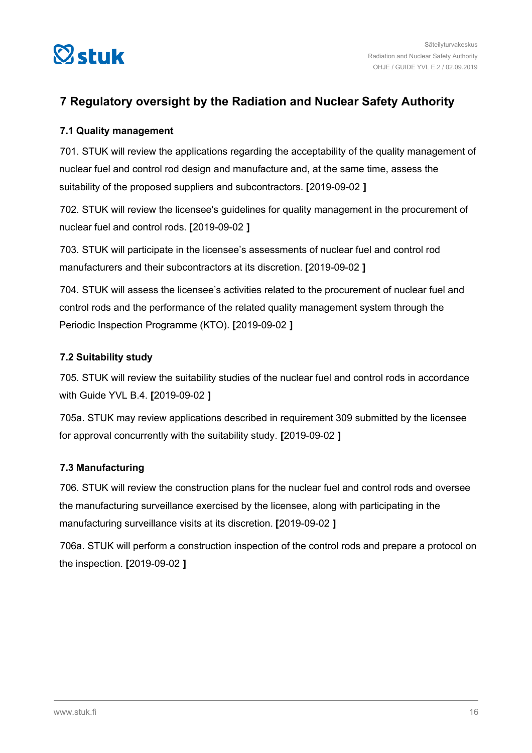## 7 Regulatory oversight by the Radiation and Nuclear Safety Authority

### 7.1 Quality management

701. STUK will review the applications regarding the acceptability of the quality management of nuclear fuel and control rod design and manufacture and, at the same time, assess the suitability of the proposed suppliers and subcontractors. **[**2019-09-02 **]**

702. STUK will review the licensee's guidelines for quality management in the procurement of nuclear fuel and control rods. **[**2019-09-02 **]**

703. STUK will participate in the licensee's assessments of nuclear fuel and control rod manufacturers and their subcontractors at its discretion. **[**2019-09-02 **]**

704. STUK will assess the licensee's activities related to the procurement of nuclear fuel and control rods and the performance of the related quality management system through the Periodic Inspection Programme (KTO). **[**2019-09-02 **]**

### 7.2 Suitability study

705. STUK will review the suitability studies of the nuclear fuel and control rods in accordance with Guide YVL B.4. **[**2019-09-02 **]**

705a. STUK may review applications described in requirement 309 submitted by the licensee for approval concurrently with the suitability study. **[**2019-09-02 **]**

### 7.3 Manufacturing

706. STUK will review the construction plans for the nuclear fuel and control rods and oversee the manufacturing surveillance exercised by the licensee, along with participating in the manufacturing surveillance visits at its discretion. **[**2019-09-02 **]**

706a. STUK will perform a construction inspection of the control rods and prepare a protocol on the inspection. **[**2019-09-02 **]**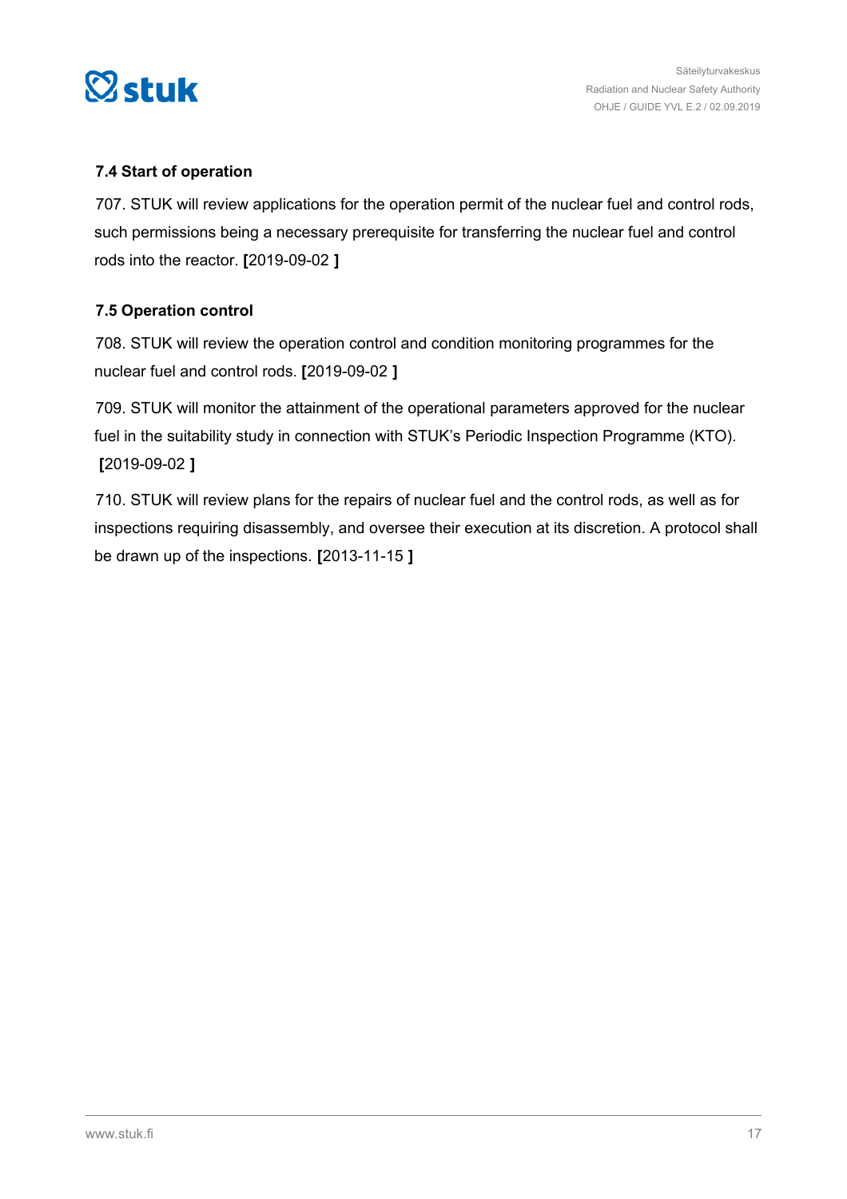### 7.4 Start of operation

707. STUK will review applications for the operation permit of the nuclear fuel and control rods, such permissions being a necessary prerequisite for transferring the nuclear fuel and control rods into the reactor. **[**2019-09-02 **]**

### 7.5 Operation control

708. STUK will review the operation control and condition monitoring programmes for the nuclear fuel and control rods. **[**2019-09-02 **]**

709. STUK will monitor the attainment of the operational parameters approved for the nuclear fuel in the suitability study in connection with STUK's Periodic Inspection Programme (KTO). **[**2019-09-02 **]**

710. STUK will review plans for the repairs of nuclear fuel and the control rods, as well as for inspections requiring disassembly, and oversee their execution at its discretion. A protocol shall be drawn up of the inspections. **[**2013-11-15 **]**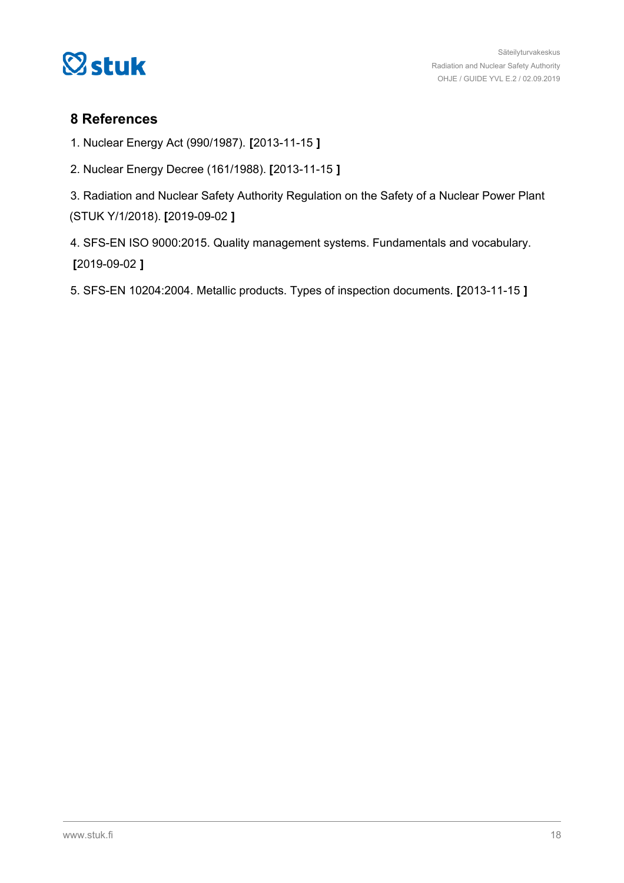## 8 References

1. Nuclear Energy Act (990/1987). **[**2013-11-15 **]**

2. Nuclear Energy Decree (161/1988). **[**2013-11-15 **]**

3. Radiation and Nuclear Safety Authority Regulation on the Safety of a Nuclear Power Plant (STUK Y/1/2018). **[**2019-09-02 **]**

4. SFS-EN ISO 9000:2015. Quality management systems. Fundamentals and vocabulary. **[**2019-09-02 **]**

5. SFS-EN 10204:2004. Metallic products. Types of inspection documents. **[**2013-11-15 **]**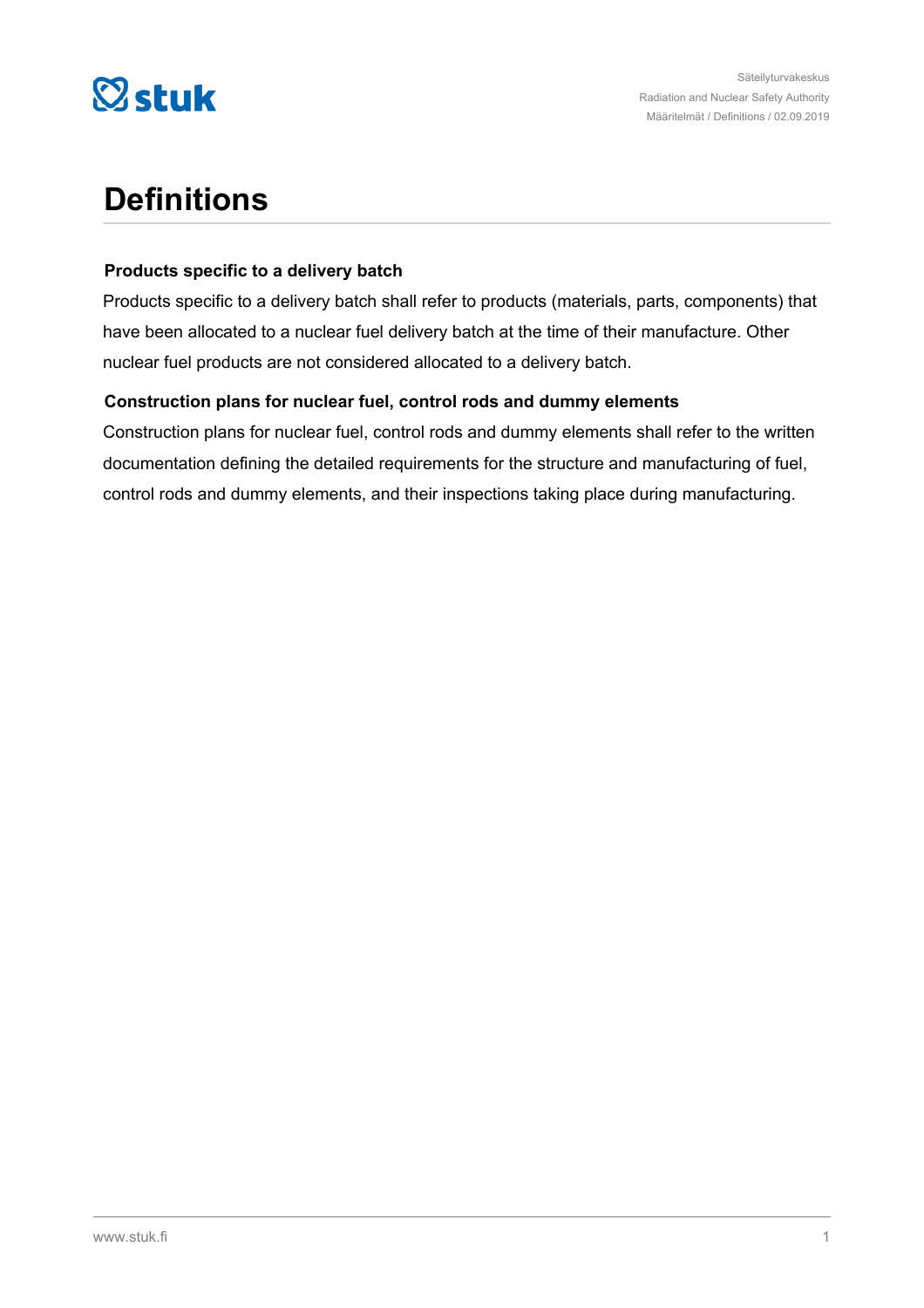# Definitions

### Products specific to a delivery batch

Products specific to a delivery batch shall refer to products (materials, parts, components) that have been allocated to a nuclear fuel delivery batch at the time of their manufacture. Other nuclear fuel products are not considered allocated to a delivery batch.

### Construction plans for nuclear fuel, control rods and dummy elements

Construction plans for nuclear fuel, control rods and dummy elements shall refer to the written documentation defining the detailed requirements for the structure and manufacturing of fuel, control rods and dummy elements, and their inspections taking place during manufacturing.